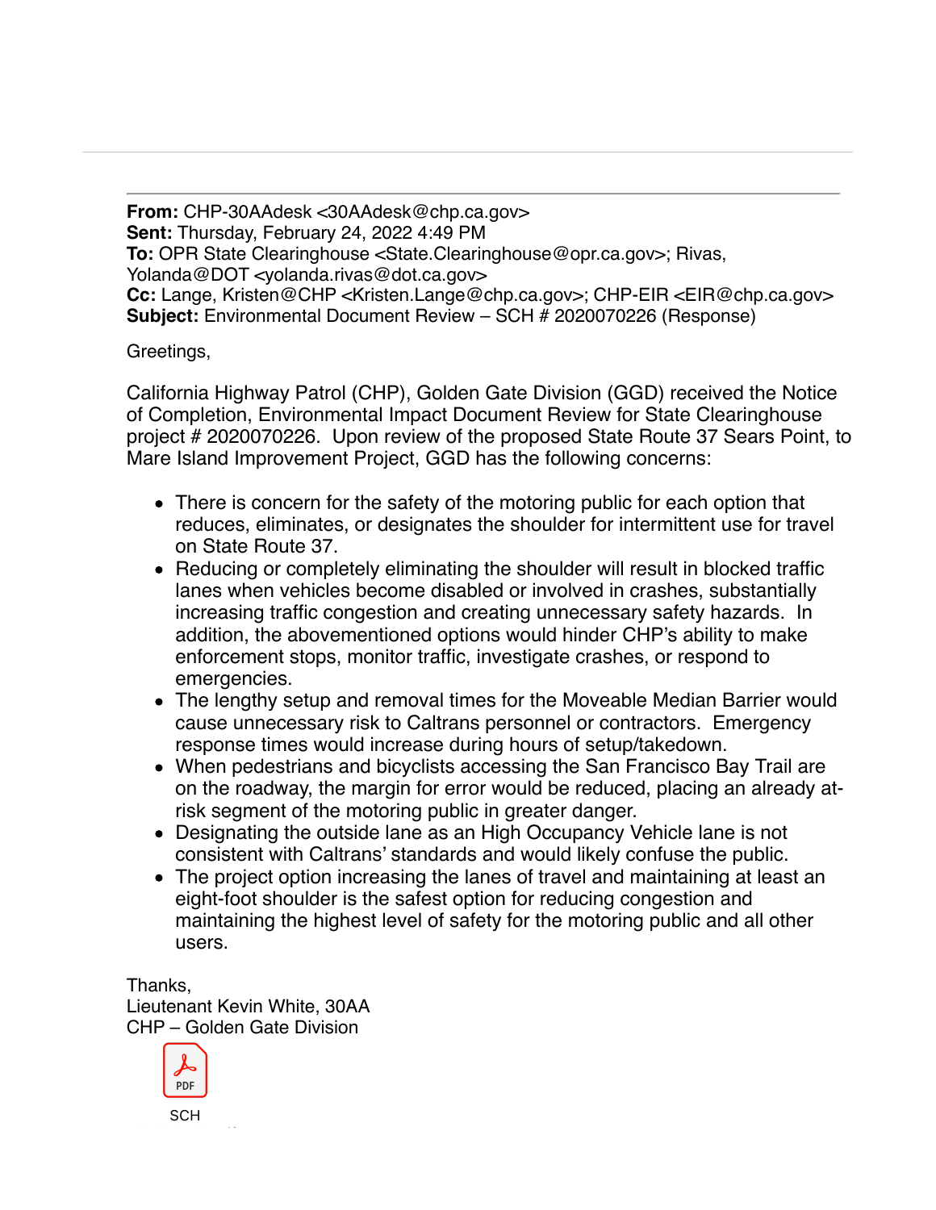**From:** CHP-30AAdesk <30AAdesk@chp.ca.gov>
**Sent:** Thursday, February 24, 2022 4:49 PM
**To:** OPR State Clearinghouse <State.Clearinghouse@opr.ca.gov>; Rivas, Yolanda@DOT <yolanda.rivas@dot.ca.gov>
**Cc:** Lange, Kristen@CHP <Kristen.Lange@chp.ca.gov>; CHP-EIR <EIR@chp.ca.gov>
**Subject:** Environmental Document Review – SCH # 2020070226 (Response)

Greetings,

California Highway Patrol (CHP), Golden Gate Division (GGD) received the Notice of Completion, Environmental Impact Document Review for State Clearinghouse project # 2020070226. Upon review of the proposed State Route 37 Sears Point, to Mare Island Improvement Project, GGD has the following concerns:

- There is concern for the safety of the motoring public for each option that reduces, eliminates, or designates the shoulder for intermittent use for travel on State Route 37.
- Reducing or completely eliminating the shoulder will result in blocked traffic lanes when vehicles become disabled or involved in crashes, substantially increasing traffic congestion and creating unnecessary safety hazards. In addition, the abovementioned options would hinder CHP's ability to make enforcement stops, monitor traffic, investigate crashes, or respond to emergencies.
- The lengthy setup and removal times for the Moveable Median Barrier would cause unnecessary risk to Caltrans personnel or contractors. Emergency response times would increase during hours of setup/takedown.
- When pedestrians and bicyclists accessing the San Francisco Bay Trail are on the roadway, the margin for error would be reduced, placing an already at-risk segment of the motoring public in greater danger.
- Designating the outside lane as an High Occupancy Vehicle lane is not consistent with Caltrans' standards and would likely confuse the public.
- The project option increasing the lanes of travel and maintaining at least an eight-foot shoulder is the safest option for reducing congestion and maintaining the highest level of safety for the motoring public and all other users.

Thanks,
Lieutenant Kevin White, 30AA
CHP – Golden Gate Division

SCH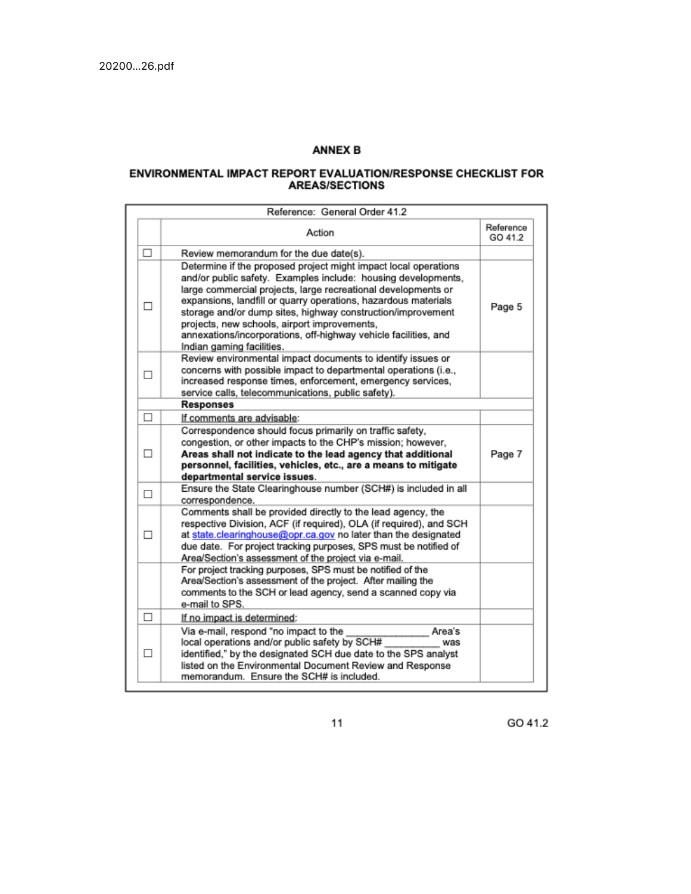**ANNEX B**

**ENVIRONMENTAL IMPACT REPORT EVALUATION/RESPONSE CHECKLIST FOR AREAS/SECTIONS**

Reference: General Order 41.2

| | Action | Reference GO 41.2 |
|---|---|---|
| ☐ | Review memorandum for the due date(s). | |
| ☐ | Determine if the proposed project might impact local operations and/or public safety. Examples include: housing developments, large commercial projects, large recreational developments or expansions, landfill or quarry operations, hazardous materials storage and/or dump sites, highway construction/improvement projects, new schools, airport improvements, annexations/incorporations, off-highway vehicle facilities, and Indian gaming facilities. | Page 5 |
| ☐ | Review environmental impact documents to identify issues or concerns with possible impact to departmental operations (i.e., increased response times, enforcement, emergency services, service calls, telecommunications, public safety). | |
| | **Responses** | |
| ☐ | <u>If comments are advisable</u>: | |
| ☐ | Correspondence should focus primarily on traffic safety, congestion, or other impacts to the CHP's mission; however, **Areas shall not indicate to the lead agency that additional personnel, facilities, vehicles, etc., are a means to mitigate departmental service issues.** | Page 7 |
| ☐ | Ensure the State Clearinghouse number (SCH#) is included in all correspondence. | |
| ☐ | Comments shall be provided directly to the lead agency, the respective Division, ACF (if required), OLA (if required), and SCH at state.clearinghouse@opr.ca.gov no later than the designated due date. For project tracking purposes, SPS must be notified of Area/Section's assessment of the project via e-mail. | |
| | For project tracking purposes, SPS must be notified of the Area/Section's assessment of the project. After mailing the comments to the SCH or lead agency, send a scanned copy via e-mail to SPS. | |
| ☐ | <u>If no impact is determined</u>: | |
| ☐ | Via e-mail, respond "no impact to the _______________ Area's local operations and/or public safety by SCH# __________ was identified," by the designated SCH due date to the SPS analyst listed on the Environmental Document Review and Response memorandum. Ensure the SCH# is included. | |